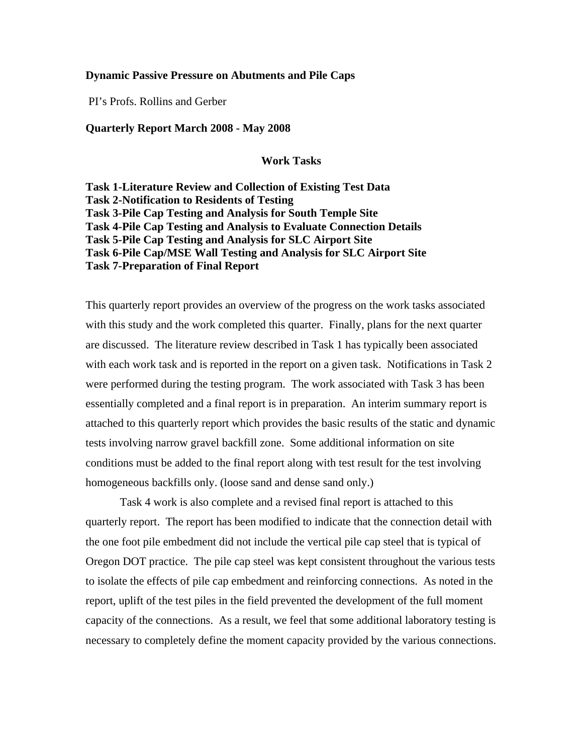**Dynamic Passive Pressure on Abutments and Pile Caps**

PI's Profs. Rollins and Gerber

**Quarterly Report March 2008 - May 2008**

## Work Tasks

**Task 1-Literature Review and Collection of Existing Test Data**
**Task 2-Notification to Residents of Testing**
**Task 3-Pile Cap Testing and Analysis for South Temple Site**
**Task 4-Pile Cap Testing and Analysis to Evaluate Connection Details**
**Task 5-Pile Cap Testing and Analysis for SLC Airport Site**
**Task 6-Pile Cap/MSE Wall Testing and Analysis for SLC Airport Site**
**Task 7-Preparation of Final Report**

This quarterly report provides an overview of the progress on the work tasks associated with this study and the work completed this quarter. Finally, plans for the next quarter are discussed. The literature review described in Task 1 has typically been associated with each work task and is reported in the report on a given task. Notifications in Task 2 were performed during the testing program. The work associated with Task 3 has been essentially completed and a final report is in preparation. An interim summary report is attached to this quarterly report which provides the basic results of the static and dynamic tests involving narrow gravel backfill zone. Some additional information on site conditions must be added to the final report along with test result for the test involving homogeneous backfills only. (loose sand and dense sand only.)

Task 4 work is also complete and a revised final report is attached to this quarterly report. The report has been modified to indicate that the connection detail with the one foot pile embedment did not include the vertical pile cap steel that is typical of Oregon DOT practice. The pile cap steel was kept consistent throughout the various tests to isolate the effects of pile cap embedment and reinforcing connections. As noted in the report, uplift of the test piles in the field prevented the development of the full moment capacity of the connections. As a result, we feel that some additional laboratory testing is necessary to completely define the moment capacity provided by the various connections.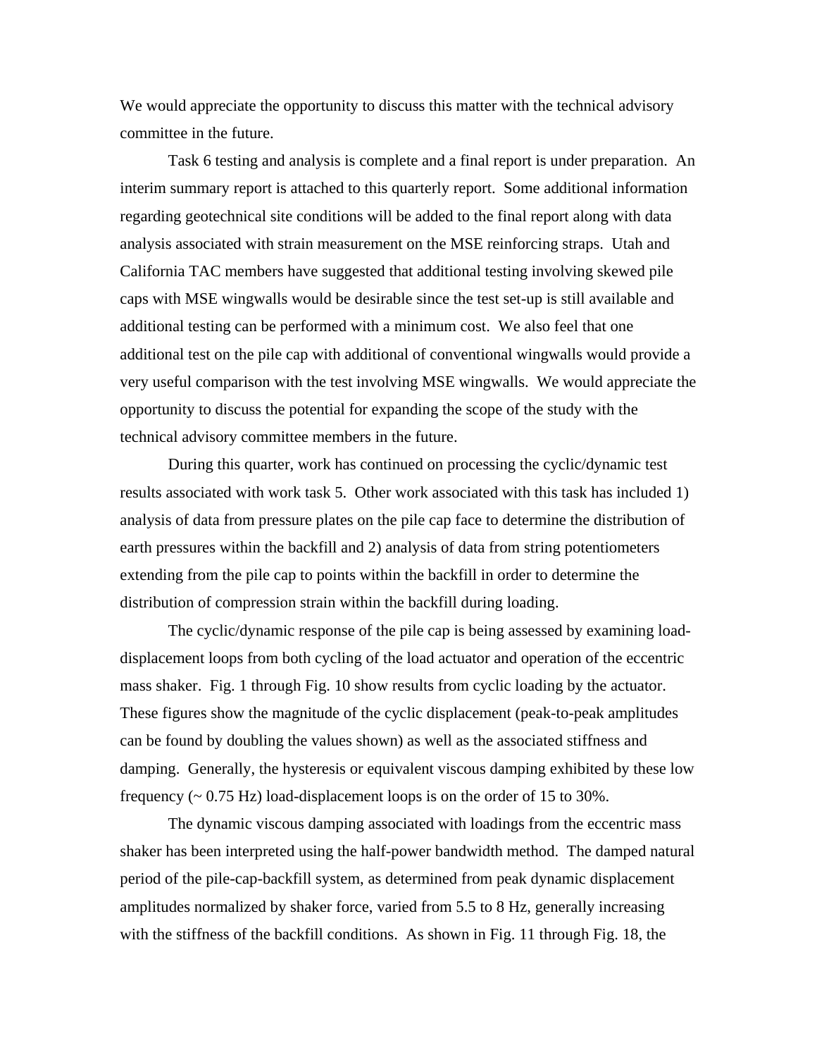We would appreciate the opportunity to discuss this matter with the technical advisory committee in the future.

Task 6 testing and analysis is complete and a final report is under preparation. An interim summary report is attached to this quarterly report. Some additional information regarding geotechnical site conditions will be added to the final report along with data analysis associated with strain measurement on the MSE reinforcing straps. Utah and California TAC members have suggested that additional testing involving skewed pile caps with MSE wingwalls would be desirable since the test set-up is still available and additional testing can be performed with a minimum cost. We also feel that one additional test on the pile cap with additional of conventional wingwalls would provide a very useful comparison with the test involving MSE wingwalls. We would appreciate the opportunity to discuss the potential for expanding the scope of the study with the technical advisory committee members in the future.

During this quarter, work has continued on processing the cyclic/dynamic test results associated with work task 5. Other work associated with this task has included 1) analysis of data from pressure plates on the pile cap face to determine the distribution of earth pressures within the backfill and 2) analysis of data from string potentiometers extending from the pile cap to points within the backfill in order to determine the distribution of compression strain within the backfill during loading.

The cyclic/dynamic response of the pile cap is being assessed by examining load-displacement loops from both cycling of the load actuator and operation of the eccentric mass shaker. Fig. 1 through Fig. 10 show results from cyclic loading by the actuator. These figures show the magnitude of the cyclic displacement (peak-to-peak amplitudes can be found by doubling the values shown) as well as the associated stiffness and damping. Generally, the hysteresis or equivalent viscous damping exhibited by these low frequency (~ 0.75 Hz) load-displacement loops is on the order of 15 to 30%.

The dynamic viscous damping associated with loadings from the eccentric mass shaker has been interpreted using the half-power bandwidth method. The damped natural period of the pile-cap-backfill system, as determined from peak dynamic displacement amplitudes normalized by shaker force, varied from 5.5 to 8 Hz, generally increasing with the stiffness of the backfill conditions. As shown in Fig. 11 through Fig. 18, the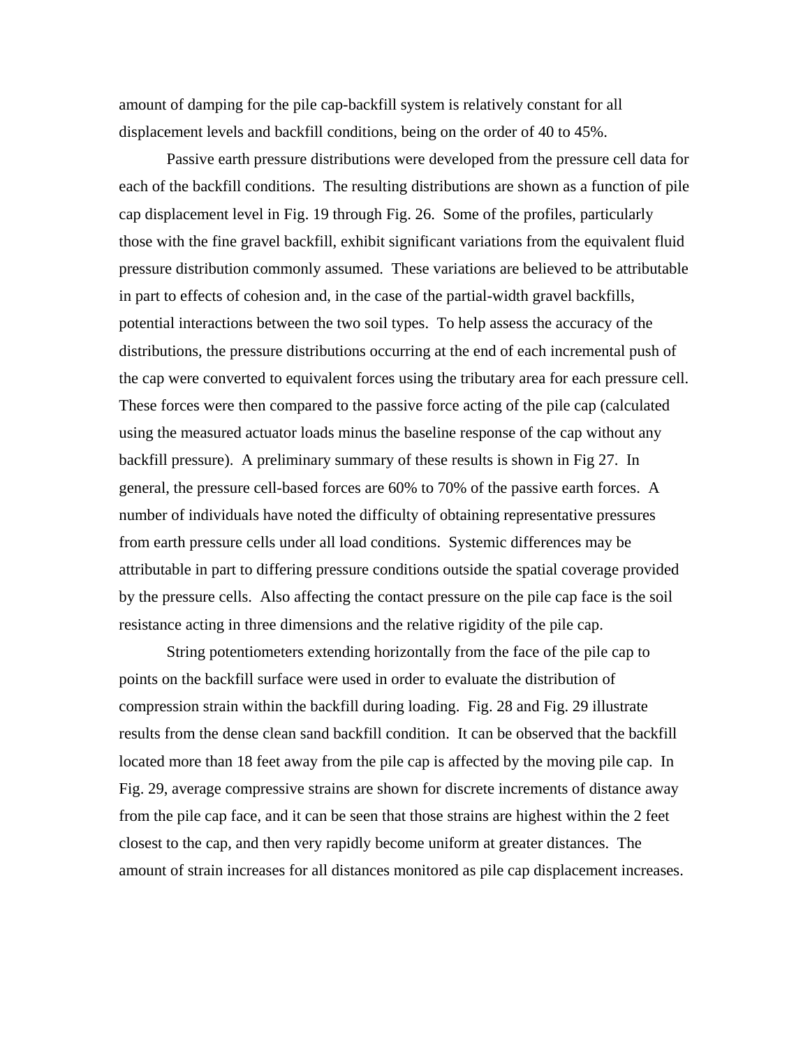amount of damping for the pile cap-backfill system is relatively constant for all displacement levels and backfill conditions, being on the order of 40 to 45%.

Passive earth pressure distributions were developed from the pressure cell data for each of the backfill conditions. The resulting distributions are shown as a function of pile cap displacement level in Fig. 19 through Fig. 26. Some of the profiles, particularly those with the fine gravel backfill, exhibit significant variations from the equivalent fluid pressure distribution commonly assumed. These variations are believed to be attributable in part to effects of cohesion and, in the case of the partial-width gravel backfills, potential interactions between the two soil types. To help assess the accuracy of the distributions, the pressure distributions occurring at the end of each incremental push of the cap were converted to equivalent forces using the tributary area for each pressure cell. These forces were then compared to the passive force acting of the pile cap (calculated using the measured actuator loads minus the baseline response of the cap without any backfill pressure). A preliminary summary of these results is shown in Fig 27. In general, the pressure cell-based forces are 60% to 70% of the passive earth forces. A number of individuals have noted the difficulty of obtaining representative pressures from earth pressure cells under all load conditions. Systemic differences may be attributable in part to differing pressure conditions outside the spatial coverage provided by the pressure cells. Also affecting the contact pressure on the pile cap face is the soil resistance acting in three dimensions and the relative rigidity of the pile cap.

String potentiometers extending horizontally from the face of the pile cap to points on the backfill surface were used in order to evaluate the distribution of compression strain within the backfill during loading. Fig. 28 and Fig. 29 illustrate results from the dense clean sand backfill condition. It can be observed that the backfill located more than 18 feet away from the pile cap is affected by the moving pile cap. In Fig. 29, average compressive strains are shown for discrete increments of distance away from the pile cap face, and it can be seen that those strains are highest within the 2 feet closest to the cap, and then very rapidly become uniform at greater distances. The amount of strain increases for all distances monitored as pile cap displacement increases.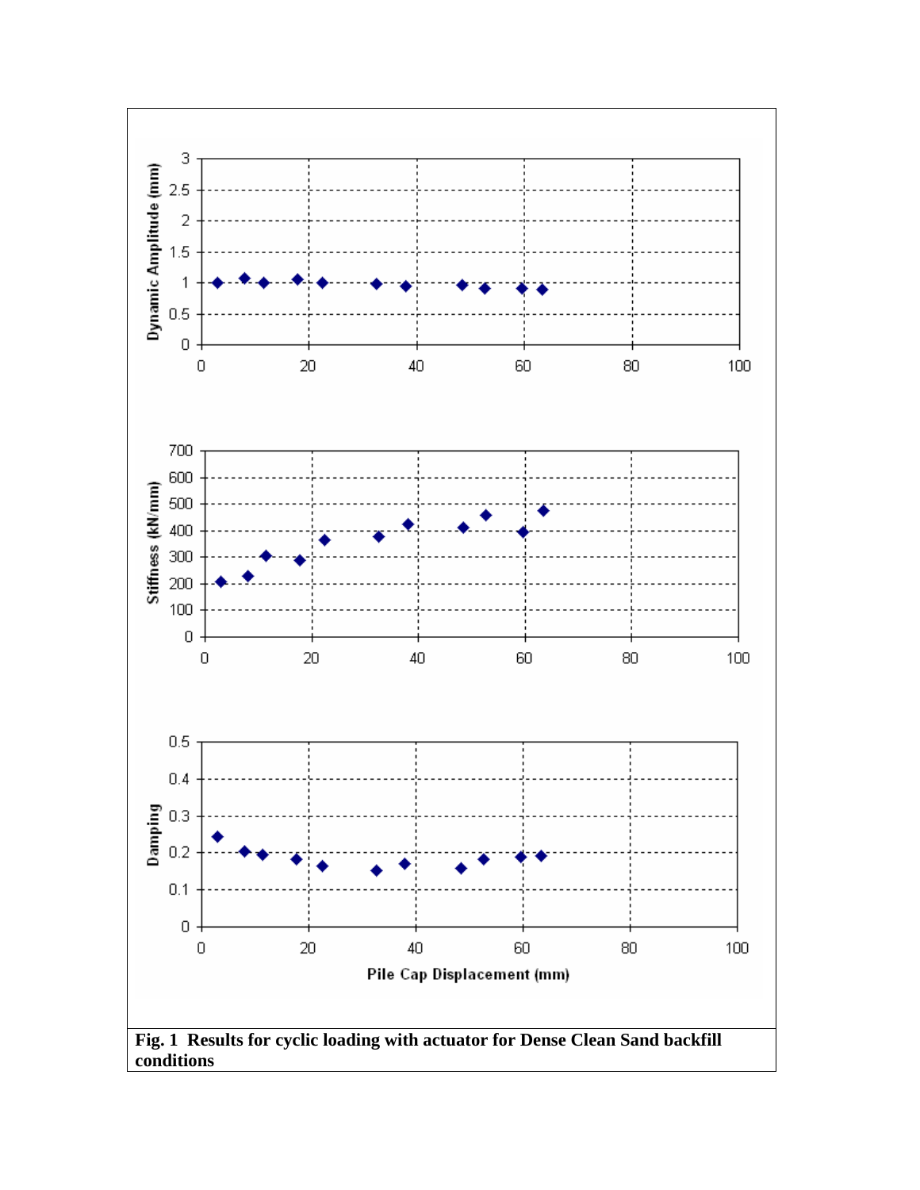**Fig. 1 Results for cyclic loading with actuator for Dense Clean Sand backfill conditions**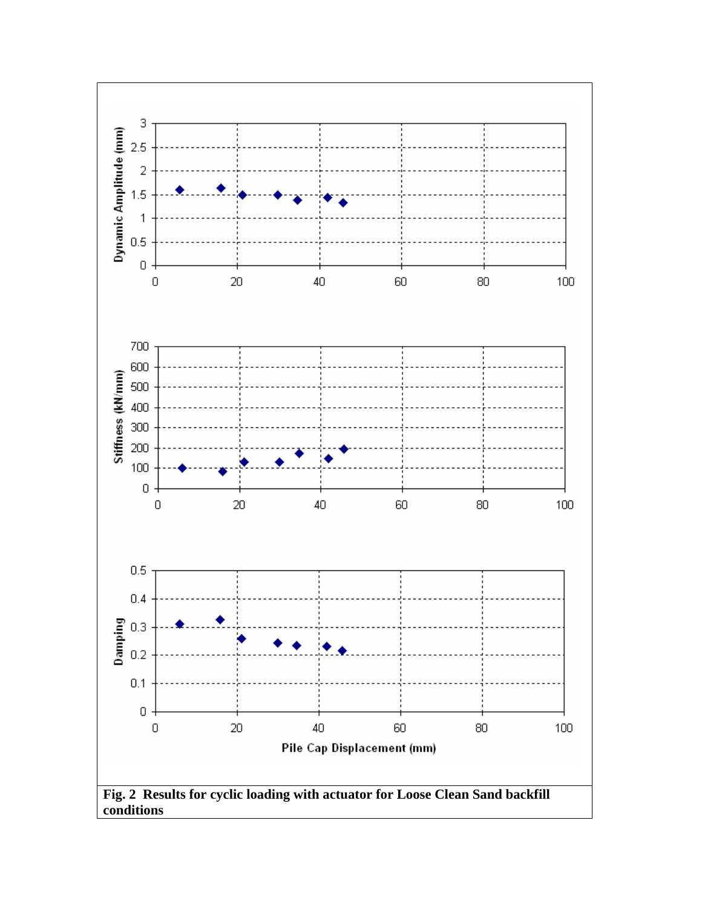**Fig. 2 Results for cyclic loading with actuator for Loose Clean Sand backfill conditions**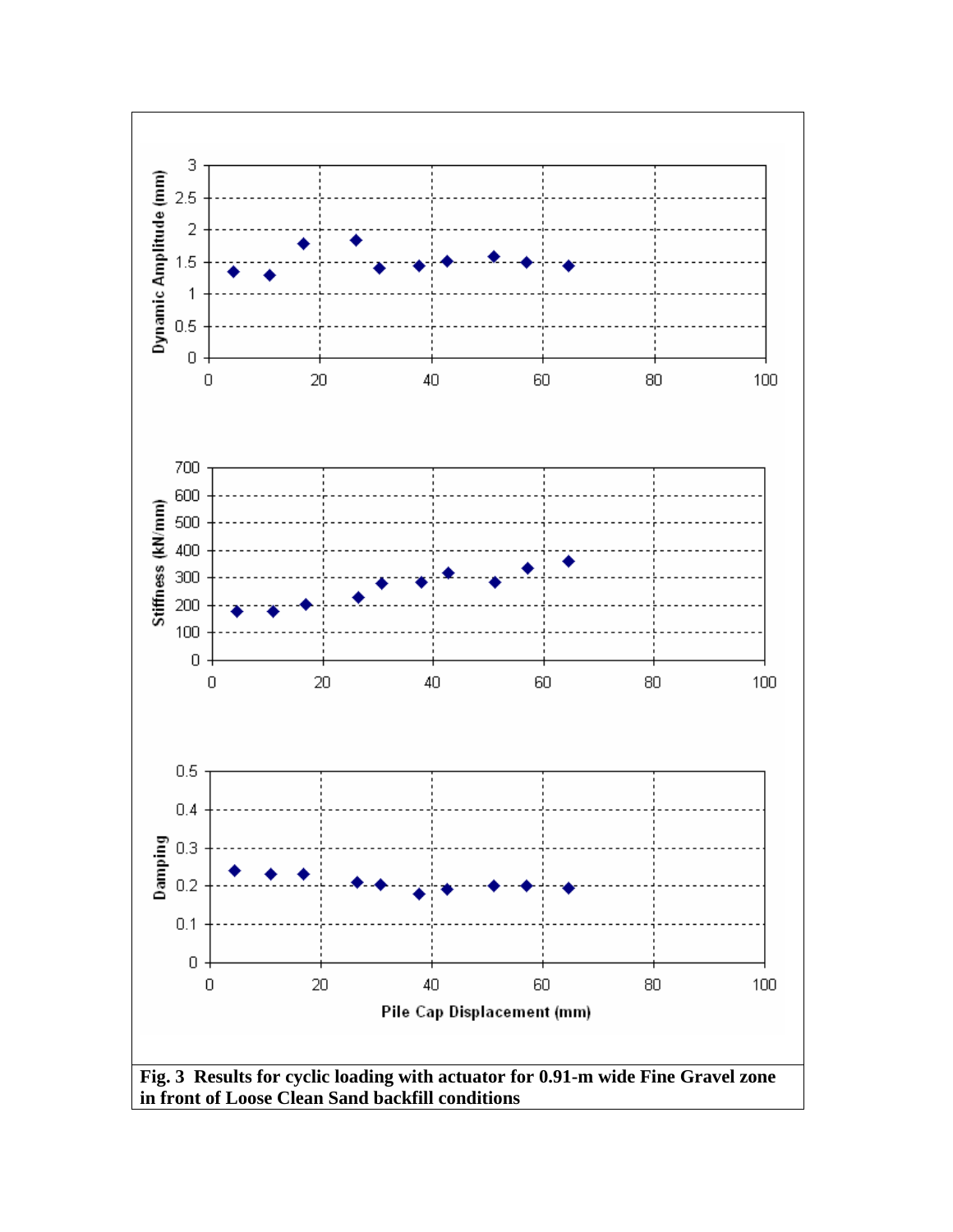Fig. 3 Results for cyclic loading with actuator for 0.91-m wide Fine Gravel zone in front of Loose Clean Sand backfill conditions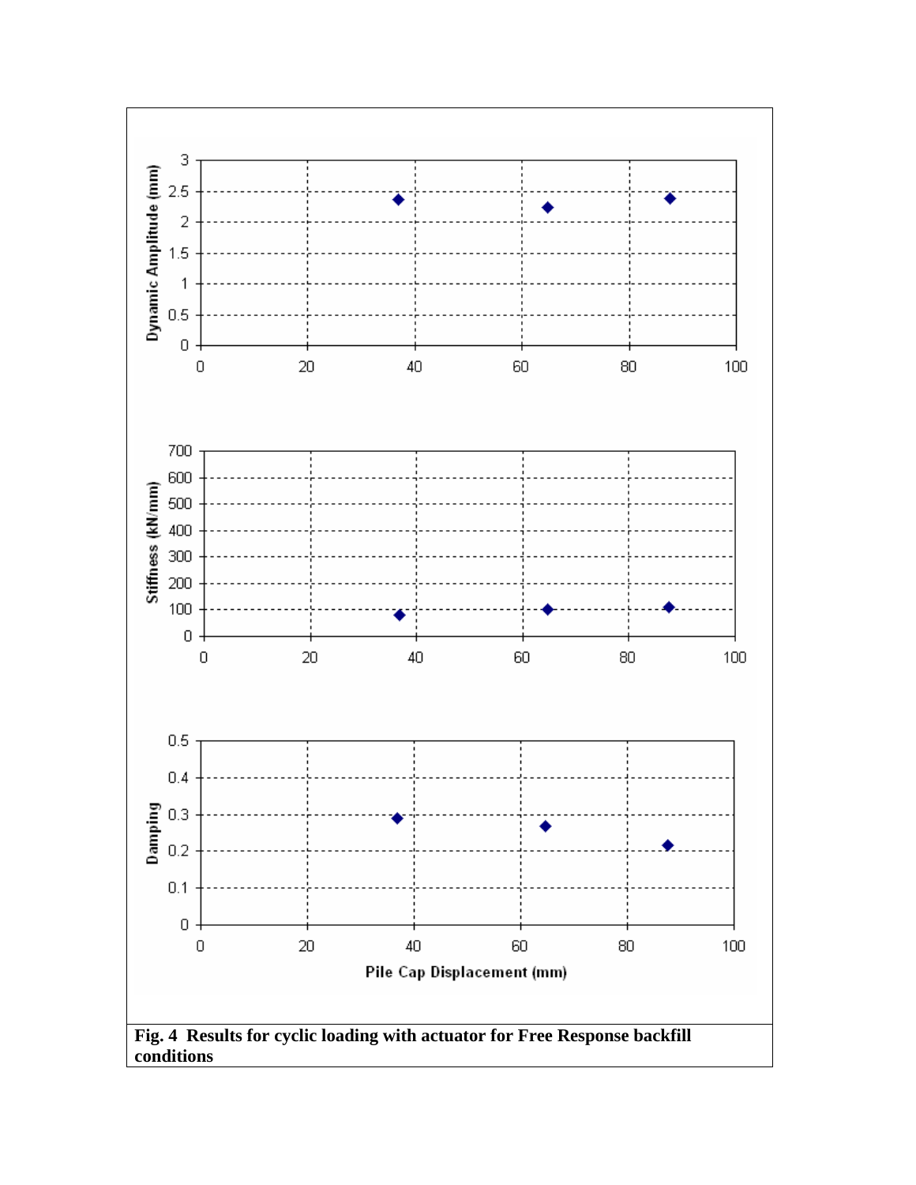**Fig. 4 Results for cyclic loading with actuator for Free Response backfill conditions**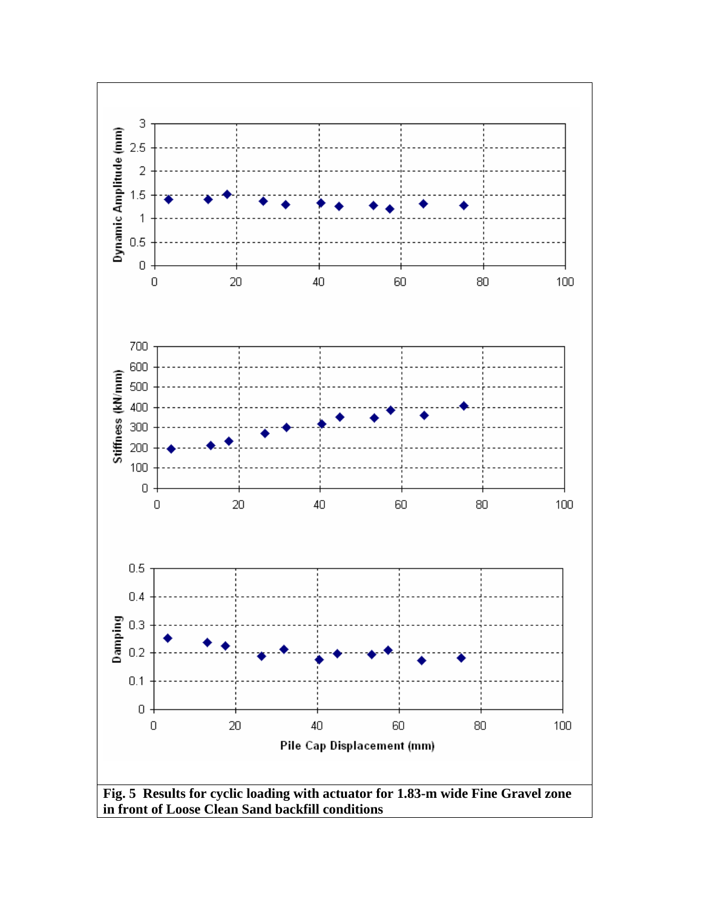**Fig. 5 Results for cyclic loading with actuator for 1.83-m wide Fine Gravel zone in front of Loose Clean Sand backfill conditions**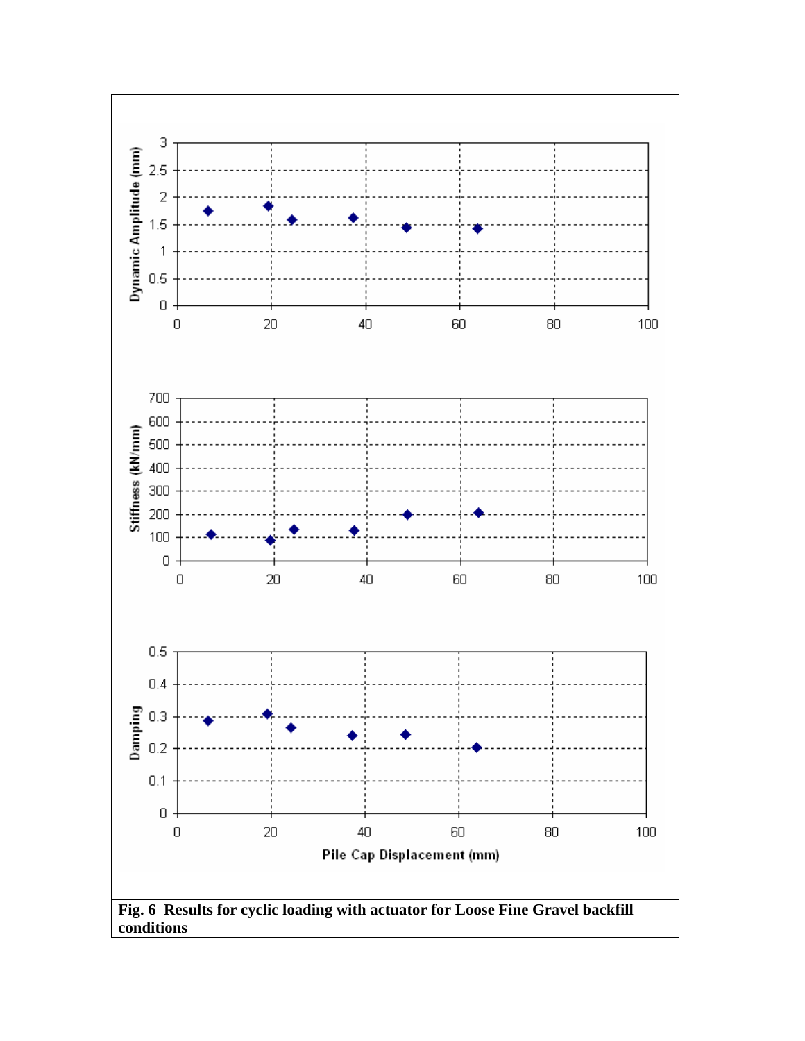**Fig. 6 Results for cyclic loading with actuator for Loose Fine Gravel backfill conditions**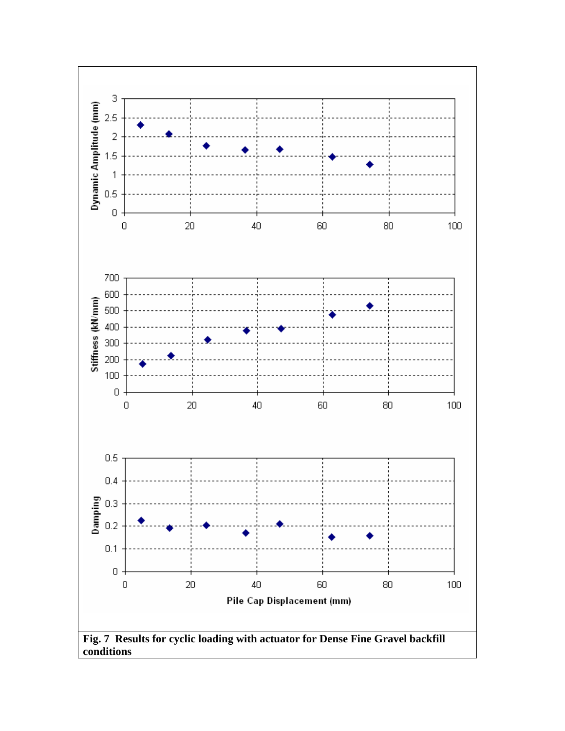**Fig. 7 Results for cyclic loading with actuator for Dense Fine Gravel backfill conditions**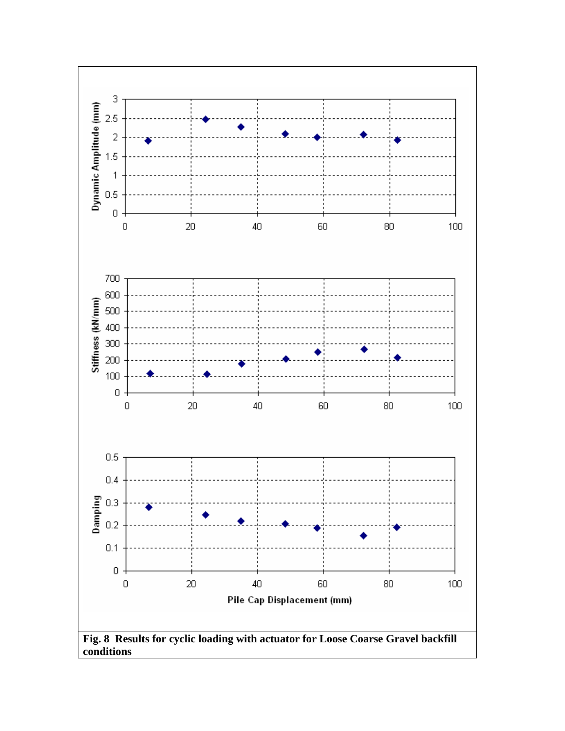**Fig. 8 Results for cyclic loading with actuator for Loose Coarse Gravel backfill conditions**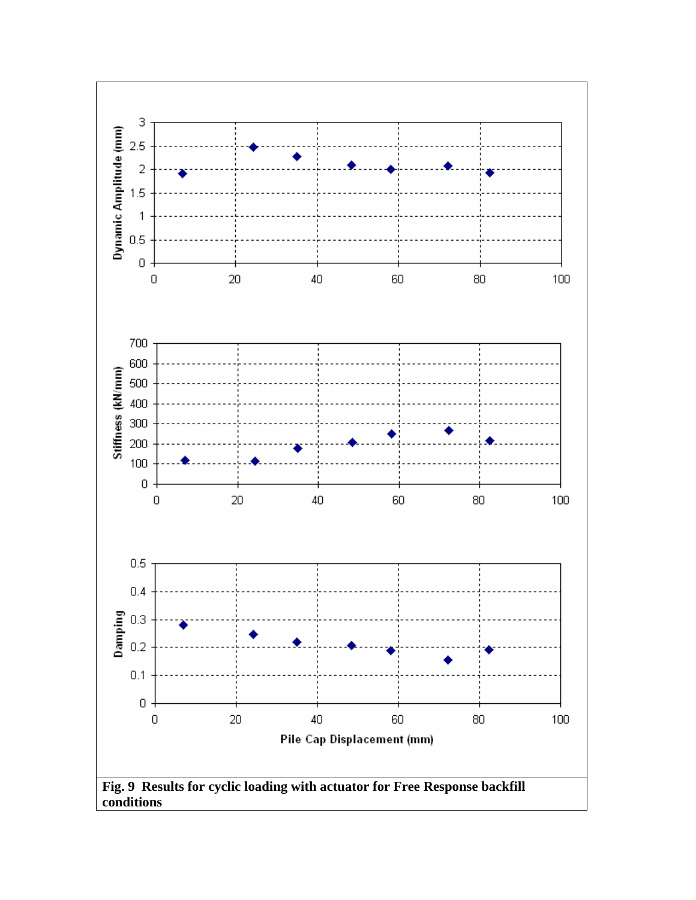Fig. 9 Results for cyclic loading with actuator for Free Response backfill conditions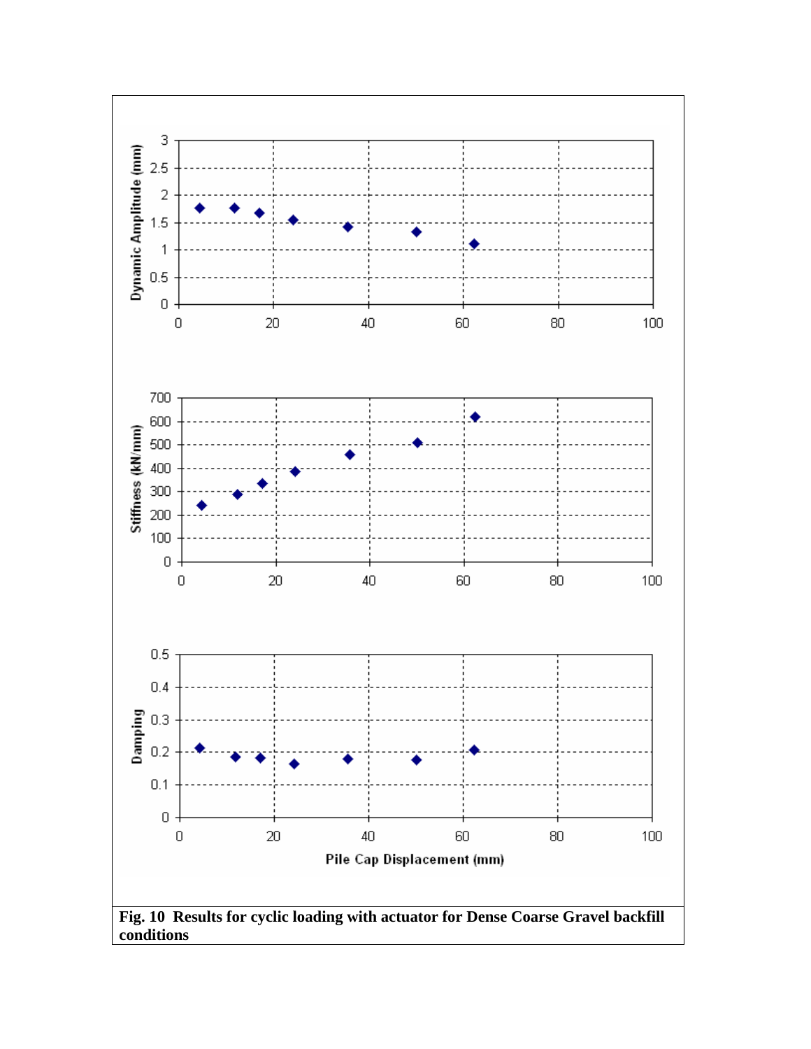**Fig. 10 Results for cyclic loading with actuator for Dense Coarse Gravel backfill conditions**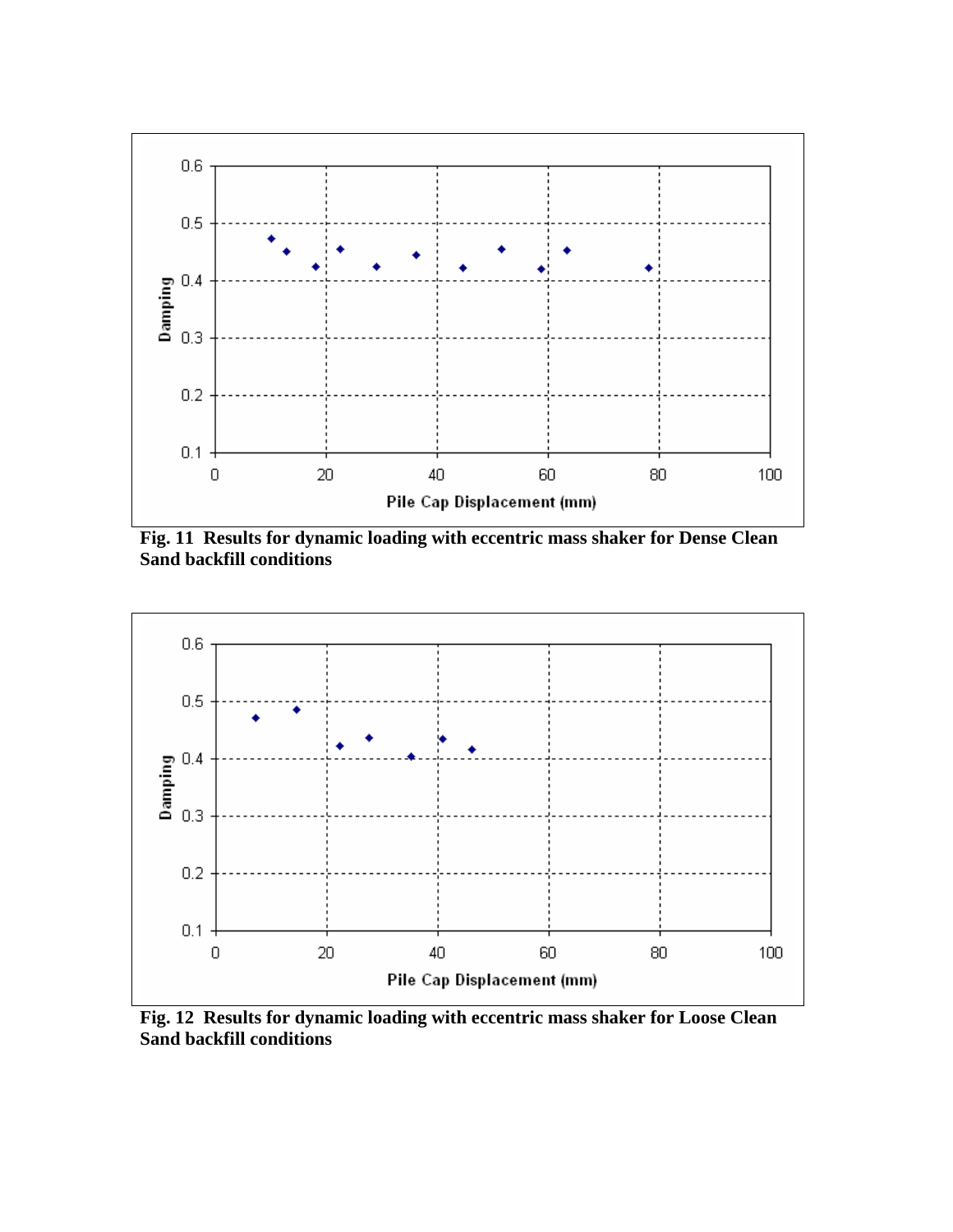**Fig. 11 Results for dynamic loading with eccentric mass shaker for Dense Clean Sand backfill conditions**

**Fig. 12 Results for dynamic loading with eccentric mass shaker for Loose Clean Sand backfill conditions**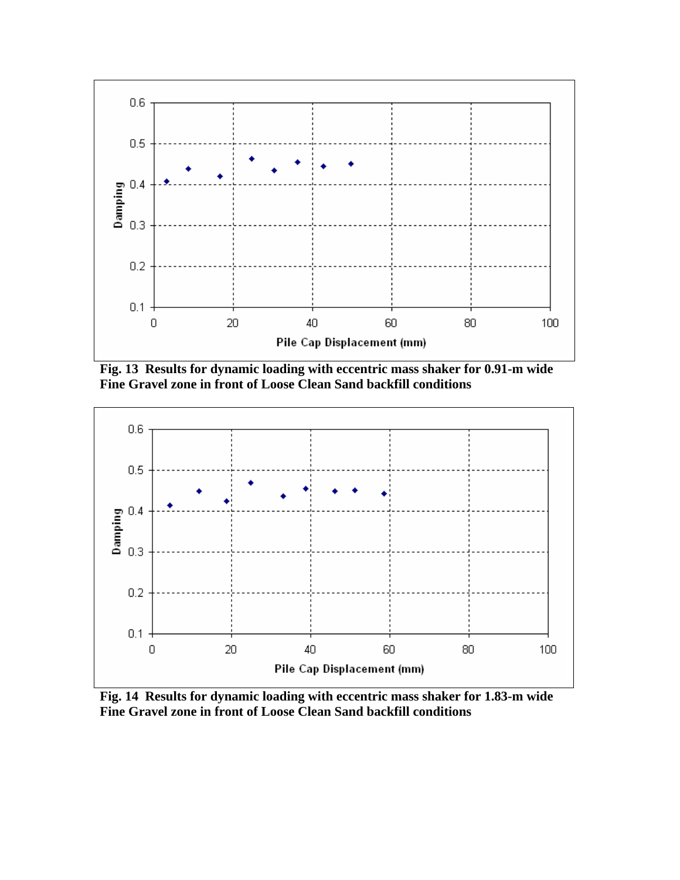**Fig. 13 Results for dynamic loading with eccentric mass shaker for 0.91-m wide Fine Gravel zone in front of Loose Clean Sand backfill conditions**

**Fig. 14 Results for dynamic loading with eccentric mass shaker for 1.83-m wide Fine Gravel zone in front of Loose Clean Sand backfill conditions**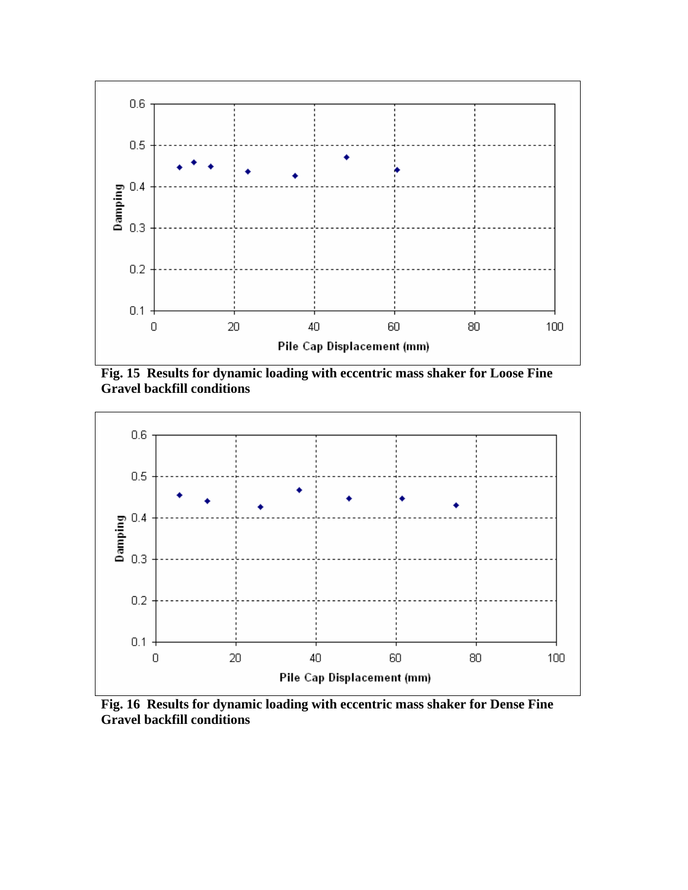**Fig. 15 Results for dynamic loading with eccentric mass shaker for Loose Fine Gravel backfill conditions**

**Fig. 16 Results for dynamic loading with eccentric mass shaker for Dense Fine Gravel backfill conditions**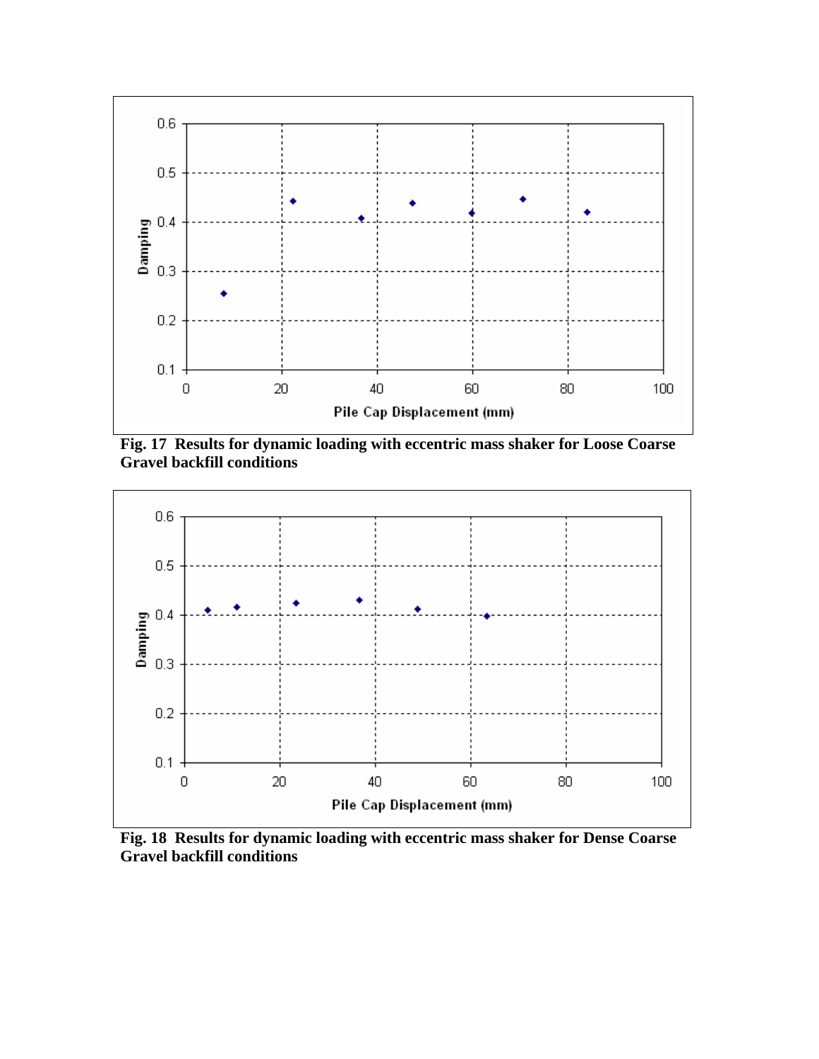**Fig. 17 Results for dynamic loading with eccentric mass shaker for Loose Coarse Gravel backfill conditions**

**Fig. 18 Results for dynamic loading with eccentric mass shaker for Dense Coarse Gravel backfill conditions**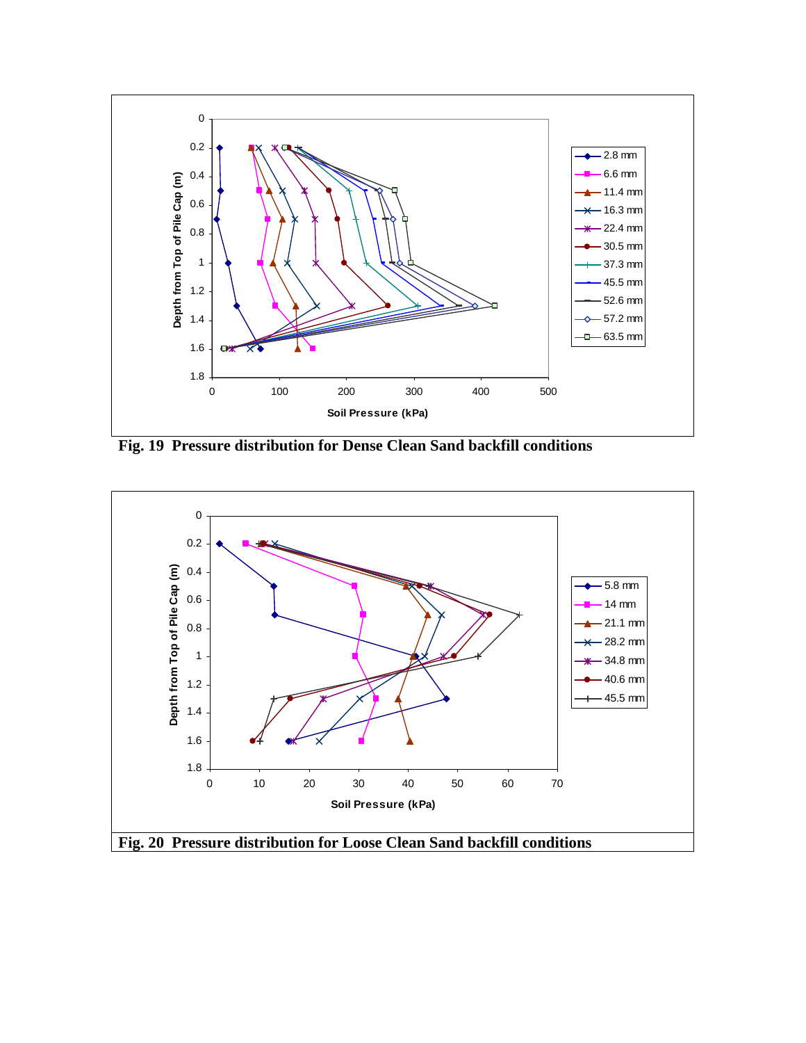**Fig. 19 Pressure distribution for Dense Clean Sand backfill conditions**

**Fig. 20 Pressure distribution for Loose Clean Sand backfill conditions**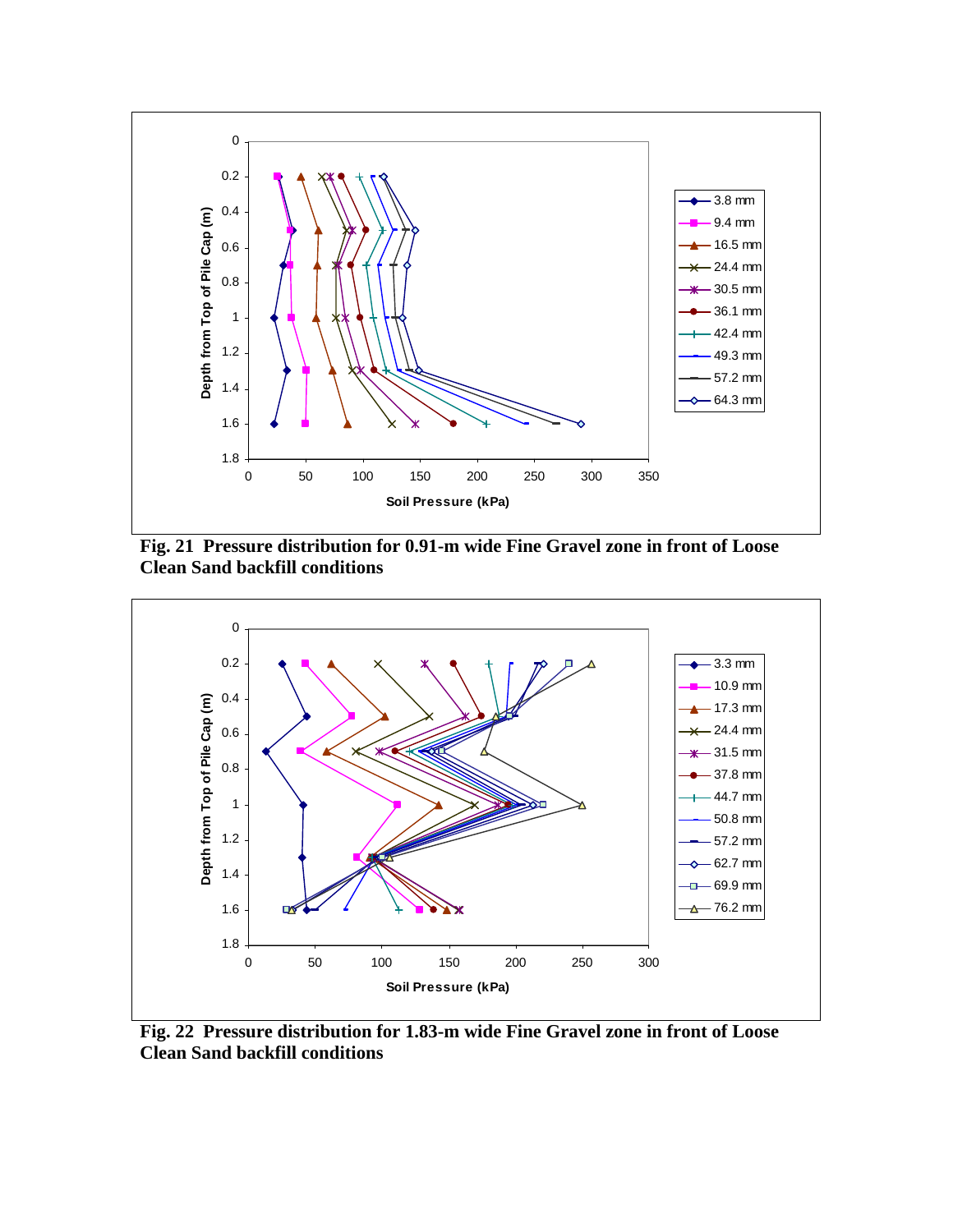**Fig. 21 Pressure distribution for 0.91-m wide Fine Gravel zone in front of Loose Clean Sand backfill conditions**

**Fig. 22 Pressure distribution for 1.83-m wide Fine Gravel zone in front of Loose Clean Sand backfill conditions**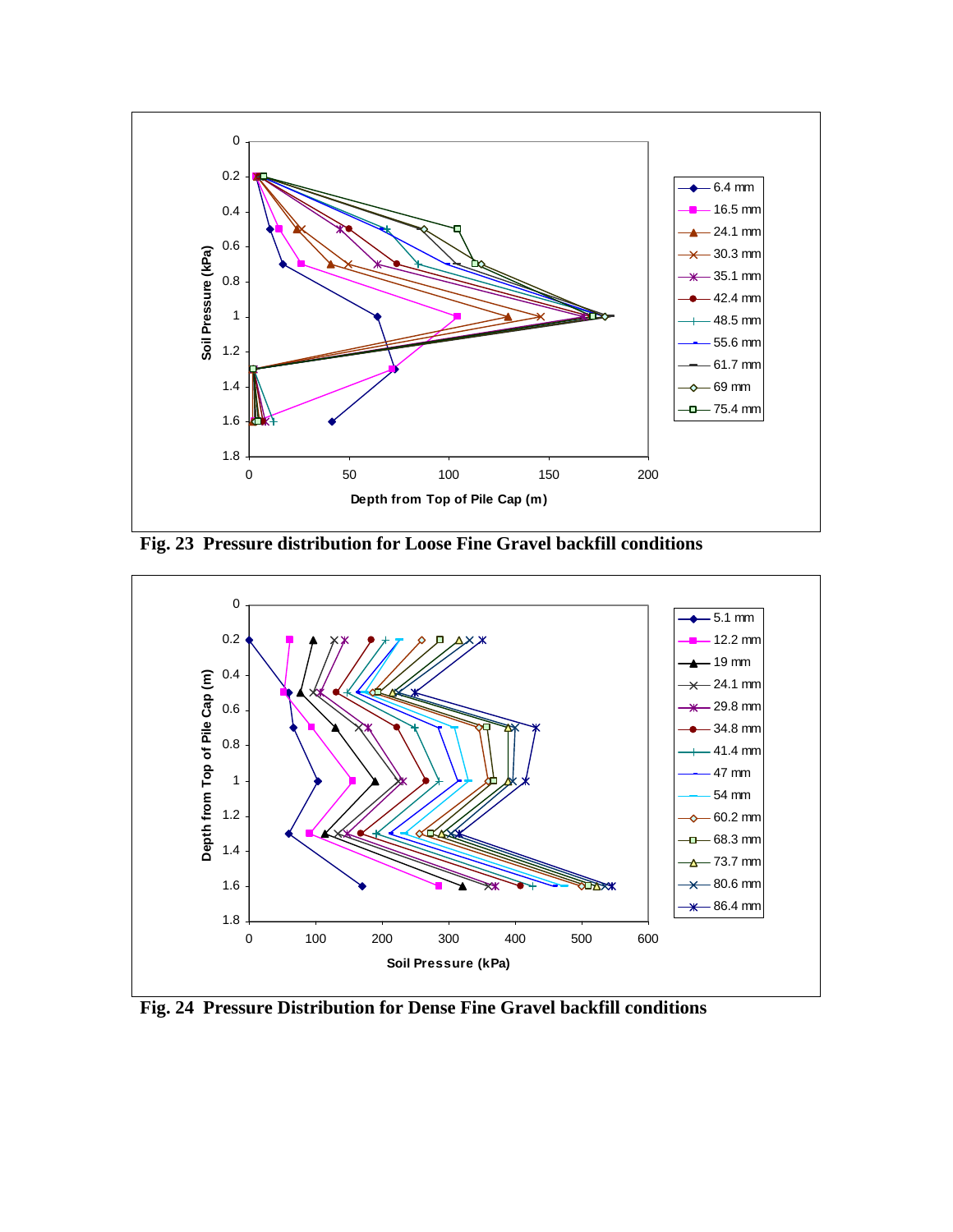Fig. 23  Pressure distribution for Loose Fine Gravel backfill conditions

Fig. 24  Pressure Distribution for Dense Fine Gravel backfill conditions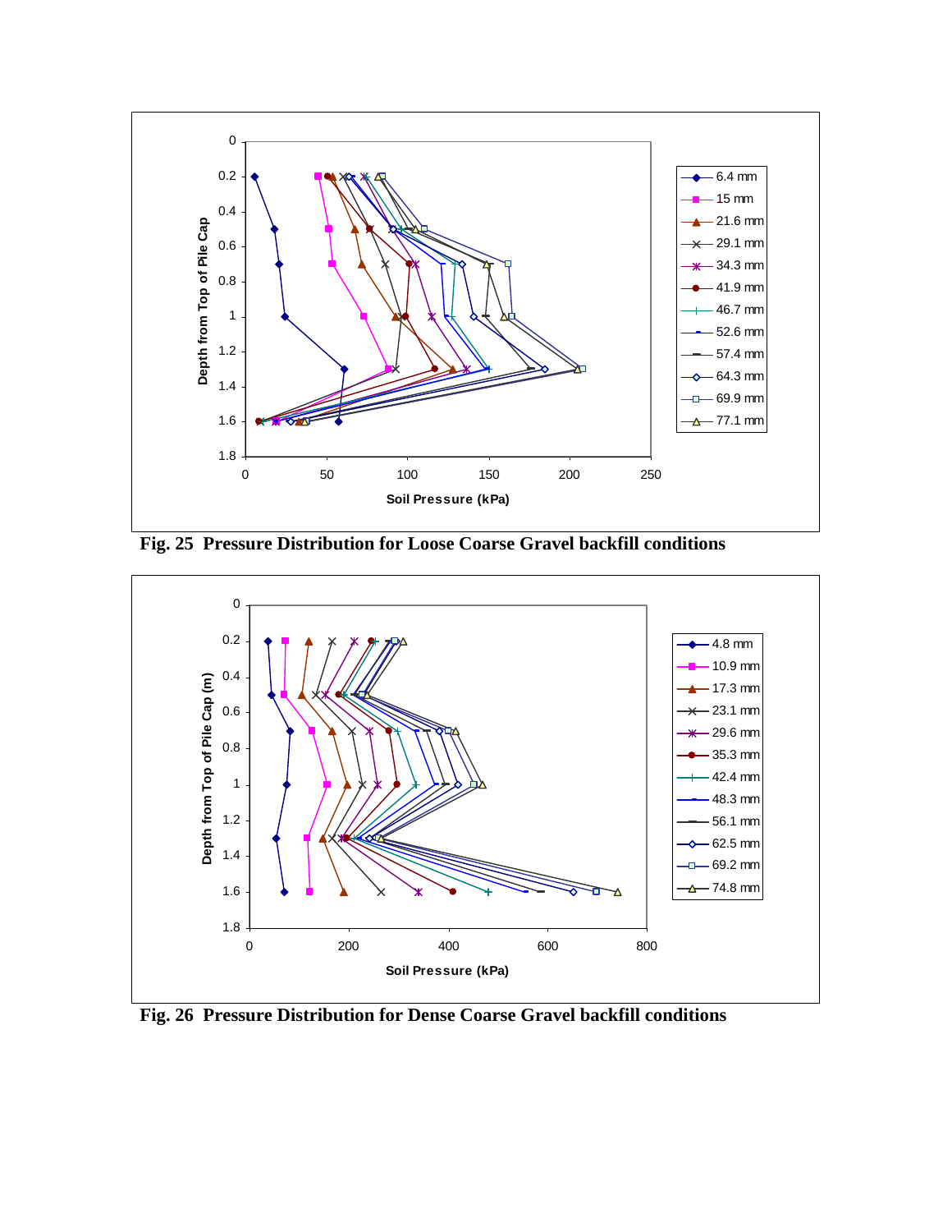**Fig. 25 Pressure Distribution for Loose Coarse Gravel backfill conditions**

**Fig. 26 Pressure Distribution for Dense Coarse Gravel backfill conditions**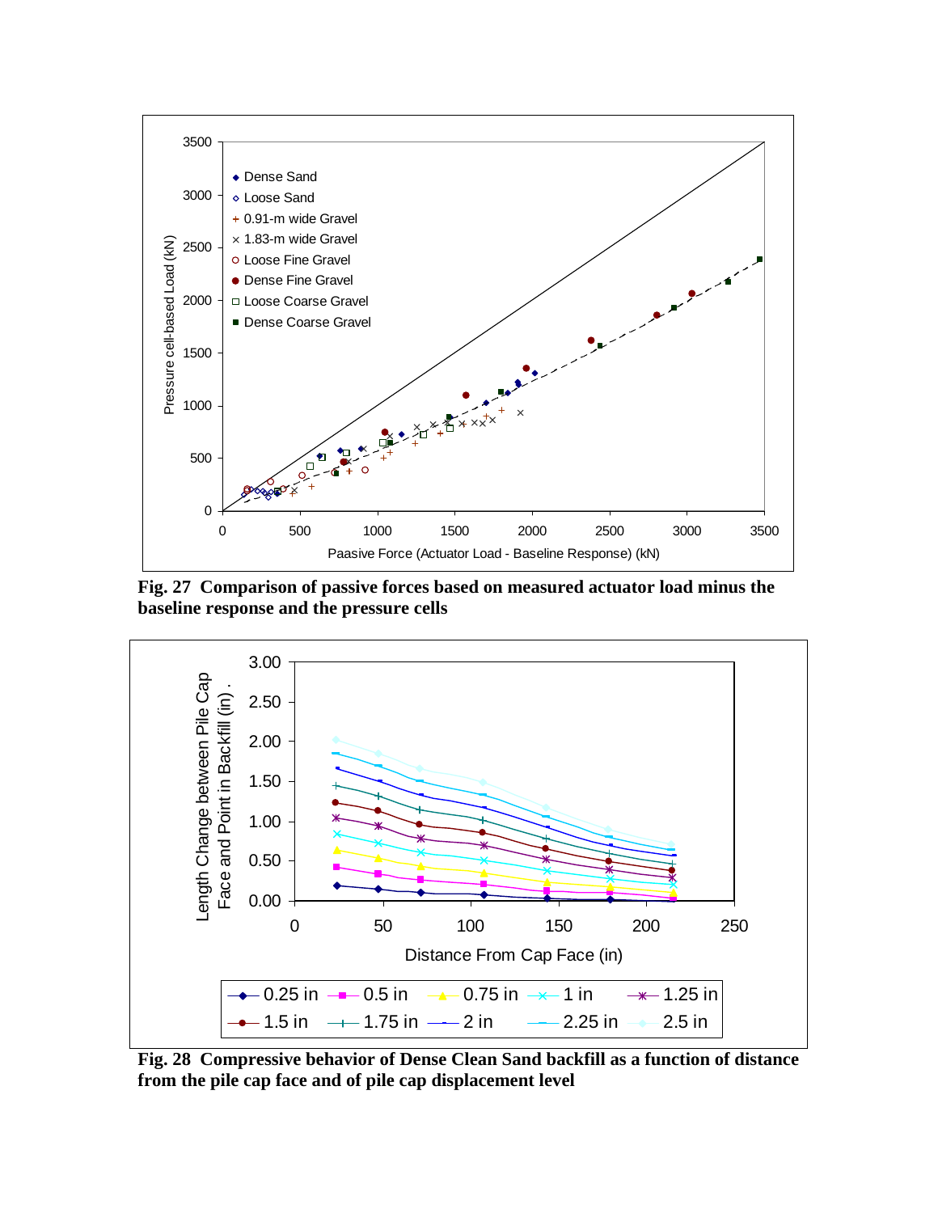**Fig. 27 Comparison of passive forces based on measured actuator load minus the baseline response and the pressure cells**

**Fig. 28 Compressive behavior of Dense Clean Sand backfill as a function of distance from the pile cap face and of pile cap displacement level**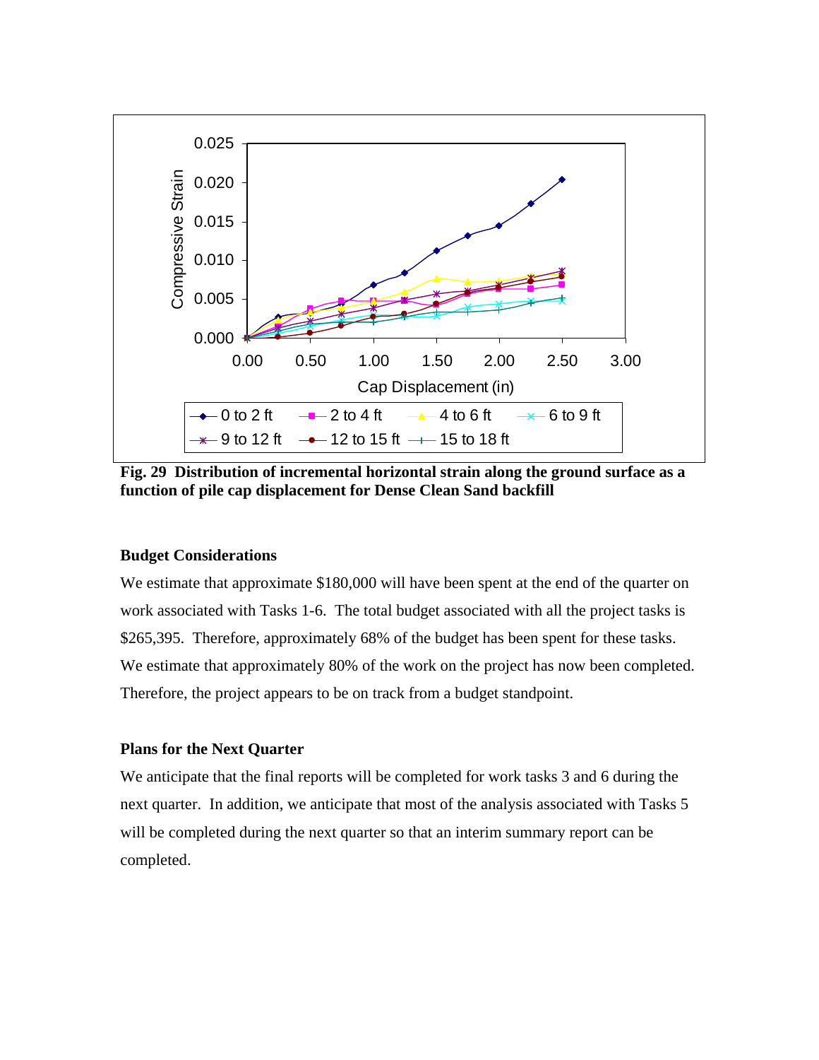0.025
0.020
0.015
0.010
0.005
0.000

Compressive Strain

0.00 0.50 1.00 1.50 2.00 2.50 3.00

Cap Displacement (in)

0 to 2 ft
2 to 4 ft
4 to 6 ft
6 to 9 ft
9 to 12 ft
12 to 15 ft
15 to 18 ft

**Fig. 29 Distribution of incremental horizontal strain along the ground surface as a function of pile cap displacement for Dense Clean Sand backfill**

### Budget Considerations

We estimate that approximate $180,000 will have been spent at the end of the quarter on work associated with Tasks 1-6. The total budget associated with all the project tasks is $265,395. Therefore, approximately 68% of the budget has been spent for these tasks. We estimate that approximately 80% of the work on the project has now been completed. Therefore, the project appears to be on track from a budget standpoint.

### Plans for the Next Quarter

We anticipate that the final reports will be completed for work tasks 3 and 6 during the next quarter. In addition, we anticipate that most of the analysis associated with Tasks 5 will be completed during the next quarter so that an interim summary report can be completed.